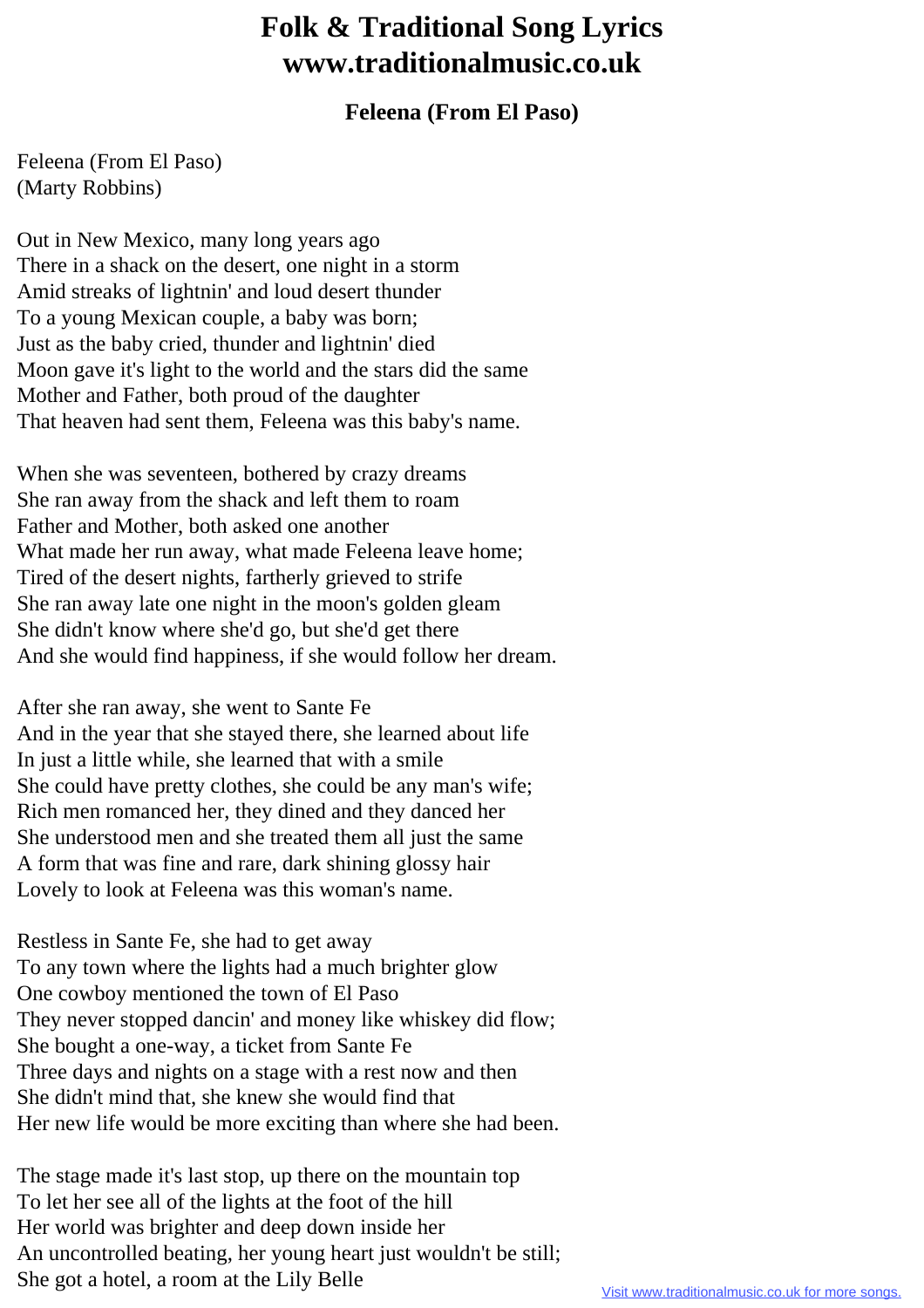# Folk & Traditional Song Lyrics
# www.traditionalmusic.co.uk

### Feleena (From El Paso)

Feleena (From El Paso)
(Marty Robbins)

Out in New Mexico, many long years ago
There in a shack on the desert, one night in a storm
Amid streaks of lightnin' and loud desert thunder
To a young Mexican couple, a baby was born;
Just as the baby cried, thunder and lightnin' died
Moon gave it's light to the world and the stars did the same
Mother and Father, both proud of the daughter
That heaven had sent them, Feleena was this baby's name.

When she was seventeen, bothered by crazy dreams
She ran away from the shack and left them to roam
Father and Mother, both asked one another
What made her run away, what made Feleena leave home;
Tired of the desert nights, fartherly grieved to strife
She ran away late one night in the moon's golden gleam
She didn't know where she'd go, but she'd get there
And she would find happiness, if she would follow her dream.

After she ran away, she went to Sante Fe
And in the year that she stayed there, she learned about life
In just a little while, she learned that with a smile
She could have pretty clothes, she could be any man's wife;
Rich men romanced her, they dined and they danced her
She understood men and she treated them all just the same
A form that was fine and rare, dark shining glossy hair
Lovely to look at Feleena was this woman's name.

Restless in Sante Fe, she had to get away
To any town where the lights had a much brighter glow
One cowboy mentioned the town of El Paso
They never stopped dancin' and money like whiskey did flow;
She bought a one-way, a ticket from Sante Fe
Three days and nights on a stage with a rest now and then
She didn't mind that, she knew she would find that
Her new life would be more exciting than where she had been.

The stage made it's last stop, up there on the mountain top
To let her see all of the lights at the foot of the hill
Her world was brighter and deep down inside her
An uncontrolled beating, her young heart just wouldn't be still;
She got a hotel, a room at the Lily Belle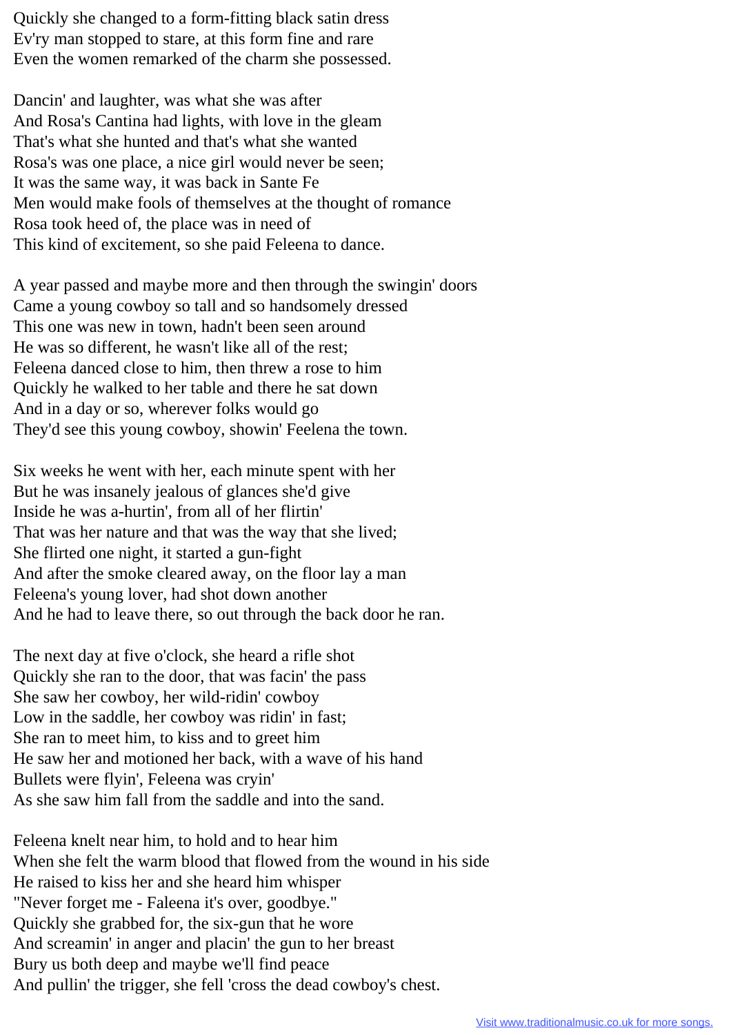Quickly she changed to a form-fitting black satin dress
Ev'ry man stopped to stare, at this form fine and rare
Even the women remarked of the charm she possessed.

Dancin' and laughter, was what she was after
And Rosa's Cantina had lights, with love in the gleam
That's what she hunted and that's what she wanted
Rosa's was one place, a nice girl would never be seen;
It was the same way, it was back in Sante Fe
Men would make fools of themselves at the thought of romance
Rosa took heed of, the place was in need of
This kind of excitement, so she paid Feleena to dance.

A year passed and maybe more and then through the swingin' doors
Came a young cowboy so tall and so handsomely dressed
This one was new in town, hadn't been seen around
He was so different, he wasn't like all of the rest;
Feleena danced close to him, then threw a rose to him
Quickly he walked to her table and there he sat down
And in a day or so, wherever folks would go
They'd see this young cowboy, showin' Feelena the town.

Six weeks he went with her, each minute spent with her
But he was insanely jealous of glances she'd give
Inside he was a-hurtin', from all of her flirtin'
That was her nature and that was the way that she lived;
She flirted one night, it started a gun-fight
And after the smoke cleared away, on the floor lay a man
Feleena's young lover, had shot down another
And he had to leave there, so out through the back door he ran.

The next day at five o'clock, she heard a rifle shot
Quickly she ran to the door, that was facin' the pass
She saw her cowboy, her wild-ridin' cowboy
Low in the saddle, her cowboy was ridin' in fast;
She ran to meet him, to kiss and to greet him
He saw her and motioned her back, with a wave of his hand
Bullets were flyin', Feleena was cryin'
As she saw him fall from the saddle and into the sand.

Feleena knelt near him, to hold and to hear him
When she felt the warm blood that flowed from the wound in his side
He raised to kiss her and she heard him whisper
"Never forget me - Faleena it's over, goodbye."
Quickly she grabbed for, the six-gun that he wore
And screamin' in anger and placin' the gun to her breast
Bury us both deep and maybe we'll find peace
And pullin' the trigger, she fell 'cross the dead cowboy's chest.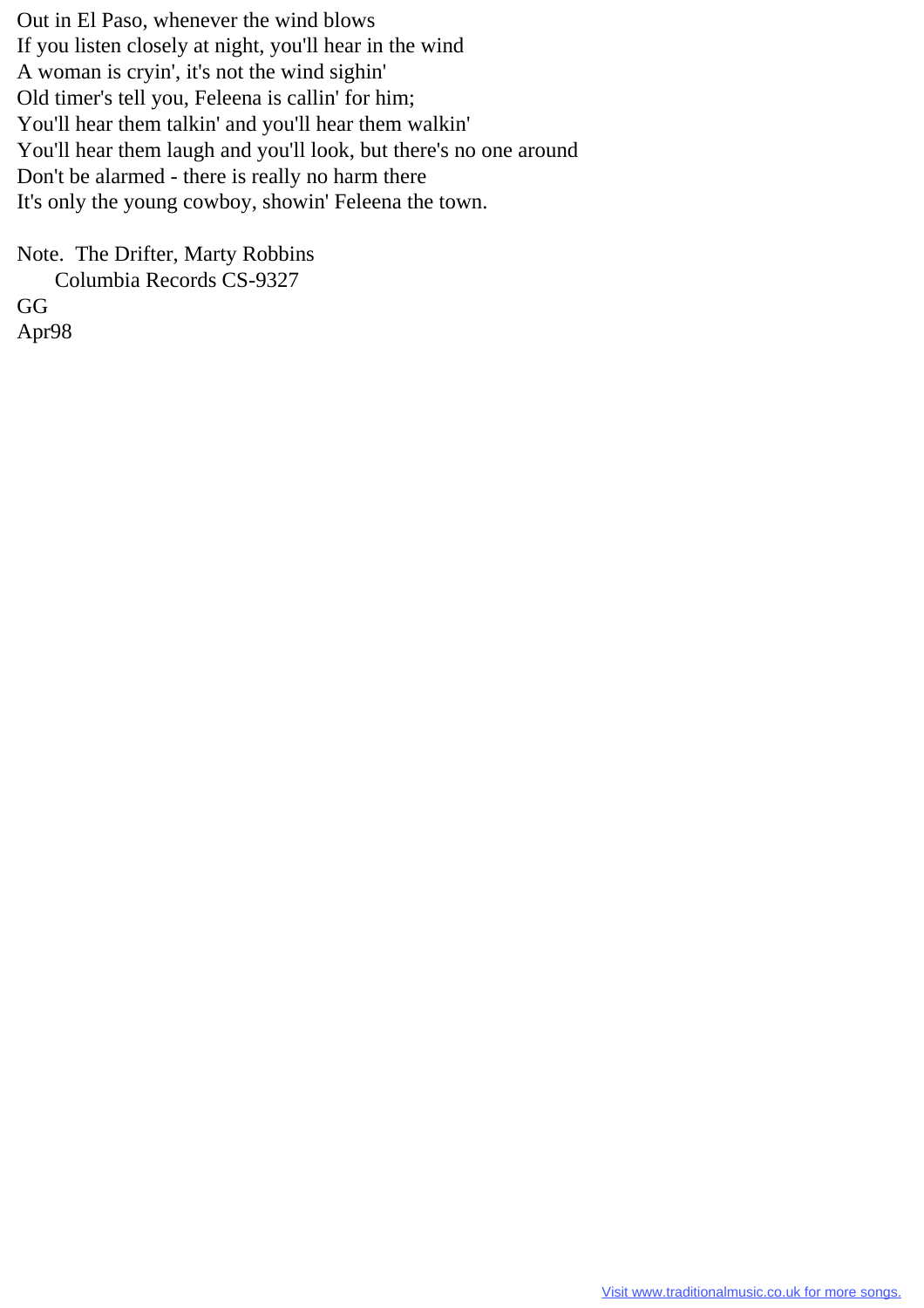Out in El Paso, whenever the wind blows
If you listen closely at night, you'll hear in the wind
A woman is cryin', it's not the wind sighin'
Old timer's tell you, Feleena is callin' for him;
You'll hear them talkin' and you'll hear them walkin'
You'll hear them laugh and you'll look, but there's no one around
Don't be alarmed - there is really no harm there
It's only the young cowboy, showin' Feleena the town.

Note. The Drifter, Marty Robbins
Columbia Records CS-9327
GG
Apr98